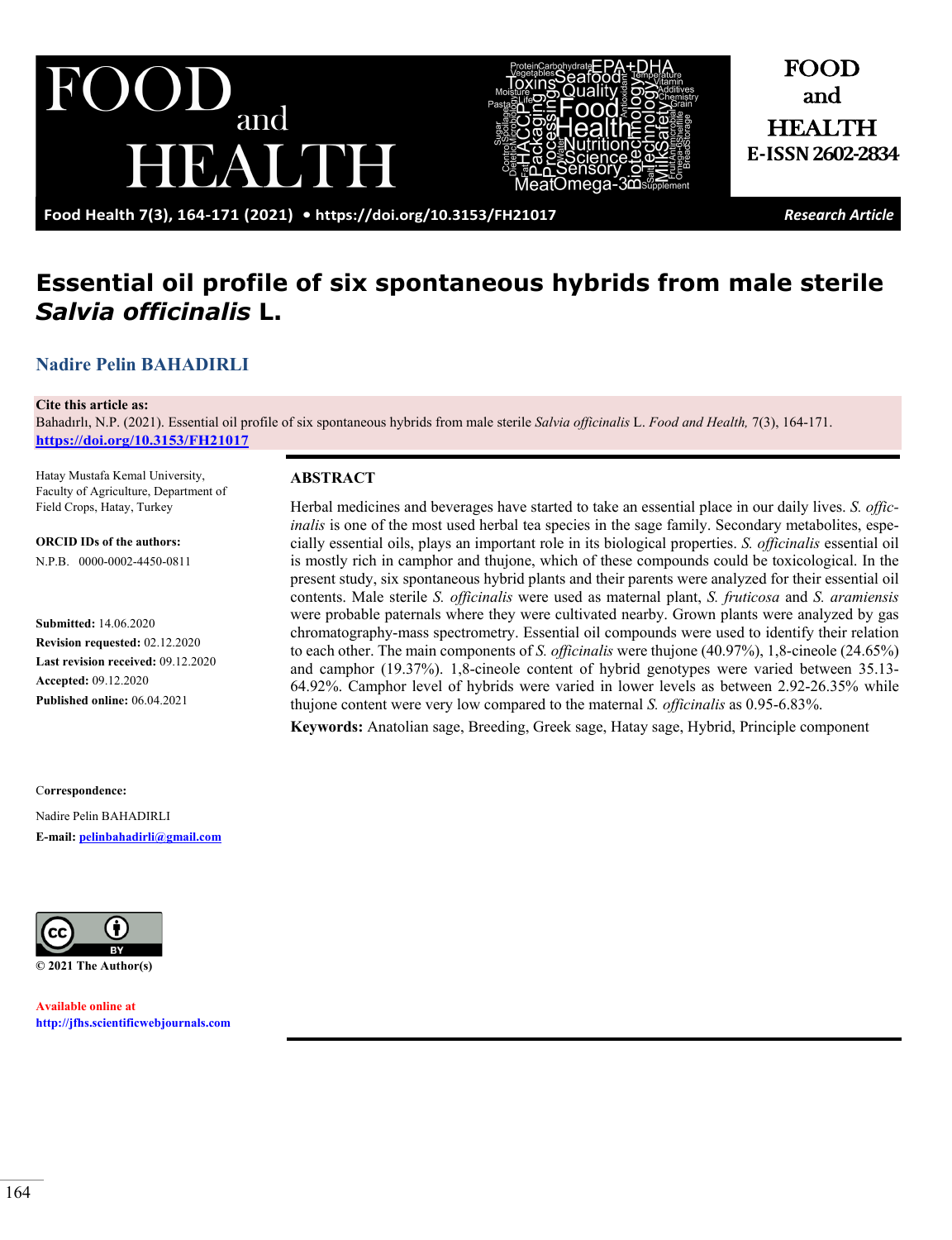# Essential oil profile of six spontaneous hybrids from male sterile *Salvia officinalis* L.

**Nadire Pelin BAHADIRLI**

**Cite this article as:**
Bahadırlı, N.P. (2021). Essential oil profile of six spontaneous hybrids from male sterile *Salvia officinalis* L. *Food and Health,* 7(3), 164-171. https://doi.org/10.3153/FH21017

Hatay Mustafa Kemal University, Faculty of Agriculture, Department of Field Crops, Hatay, Turkey

**ORCID IDs of the authors:**
N.P.B. 0000-0002-4450-0811

**Submitted:** 14.06.2020
**Revision requested:** 02.12.2020
**Last revision received:** 09.12.2020
**Accepted:** 09.12.2020
**Published online:** 06.04.2021

**Correspondence:**
Nadire Pelin BAHADIRLI
**E-mail:** pelinbahadirli@gmail.com

© 2021 The Author(s)

Available online at
http://jfhs.scientificwebjournals.com

## ABSTRACT

Herbal medicines and beverages have started to take an essential place in our daily lives. *S. officinalis* is one of the most used herbal tea species in the sage family. Secondary metabolites, especially essential oils, plays an important role in its biological properties. *S. officinalis* essential oil is mostly rich in camphor and thujone, which of these compounds could be toxicological. In the present study, six spontaneous hybrid plants and their parents were analyzed for their essential oil contents. Male sterile *S. officinalis* were used as maternal plant, *S. fruticosa* and *S. aramiensis* were probable paternals where they were cultivated nearby. Grown plants were analyzed by gas chromatography-mass spectrometry. Essential oil compounds were used to identify their relation to each other. The main components of *S. officinalis* were thujone (40.97%), 1,8-cineole (24.65%) and camphor (19.37%). 1,8-cineole content of hybrid genotypes were varied between 35.13-64.92%. Camphor level of hybrids were varied in lower levels as between 2.92-26.35% while thujone content were very low compared to the maternal *S. officinalis* as 0.95-6.83%.

**Keywords:** Anatolian sage, Breeding, Greek sage, Hatay sage, Hybrid, Principle component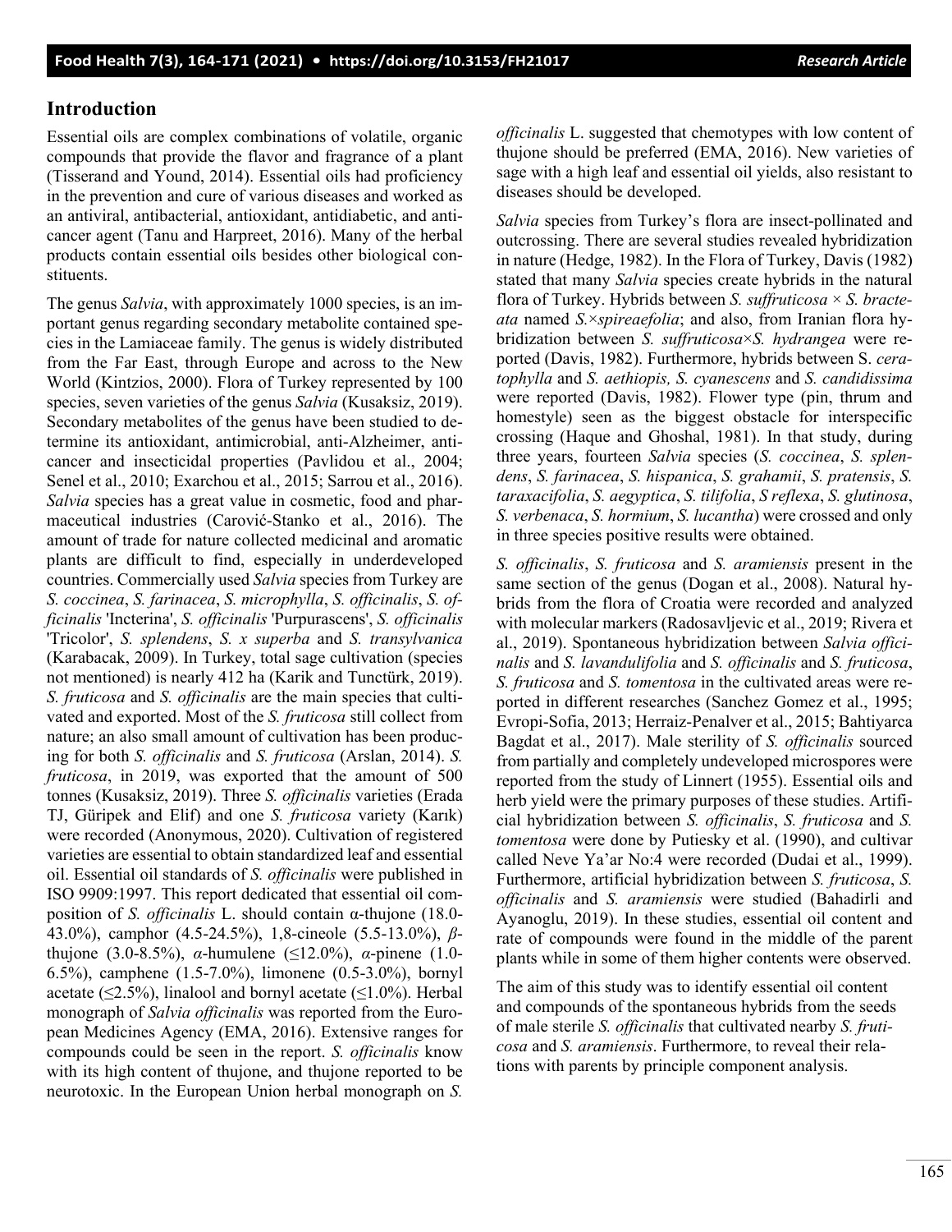## Introduction

Essential oils are complex combinations of volatile, organic compounds that provide the flavor and fragrance of a plant (Tisserand and Yound, 2014). Essential oils had proficiency in the prevention and cure of various diseases and worked as an antiviral, antibacterial, antioxidant, antidiabetic, and anticancer agent (Tanu and Harpreet, 2016). Many of the herbal products contain essential oils besides other biological constituents.

The genus *Salvia*, with approximately 1000 species, is an important genus regarding secondary metabolite contained species in the Lamiaceae family. The genus is widely distributed from the Far East, through Europe and across to the New World (Kintzios, 2000). Flora of Turkey represented by 100 species, seven varieties of the genus *Salvia* (Kusaksiz, 2019). Secondary metabolites of the genus have been studied to determine its antioxidant, antimicrobial, anti-Alzheimer, anticancer and insecticidal properties (Pavlidou et al., 2004; Senel et al., 2010; Exarchou et al., 2015; Sarrou et al., 2016). *Salvia* species has a great value in cosmetic, food and pharmaceutical industries (Carović-Stanko et al., 2016). The amount of trade for nature collected medicinal and aromatic plants are difficult to find, especially in underdeveloped countries. Commercially used *Salvia* species from Turkey are *S. coccinea*, *S. farinacea*, *S. microphylla*, *S. officinalis*, *S. officinalis* 'Incterina', *S. officinalis* 'Purpurascens', *S. officinalis* 'Tricolor', *S. splendens*, *S. x superba* and *S. transylvanica* (Karabacak, 2009). In Turkey, total sage cultivation (species not mentioned) is nearly 412 ha (Karik and Tunctürk, 2019). *S. fruticosa* and *S. officinalis* are the main species that cultivated and exported. Most of the *S. fruticosa* still collect from nature; an also small amount of cultivation has been producing for both *S. officinalis* and *S. fruticosa* (Arslan, 2014). *S. fruticosa*, in 2019, was exported that the amount of 500 tonnes (Kusaksiz, 2019). Three *S. officinalis* varieties (Erada TJ, Güripek and Elif) and one *S. fruticosa* variety (Karık) were recorded (Anonymous, 2020). Cultivation of registered varieties are essential to obtain standardized leaf and essential oil. Essential oil standards of *S. officinalis* were published in ISO 9909:1997. This report dedicated that essential oil composition of *S. officinalis* L. should contain α-thujone (18.0-43.0%), camphor (4.5-24.5%), 1,8-cineole (5.5-13.0%), *β*-thujone (3.0-8.5%), *α*-humulene (≤12.0%), *α*-pinene (1.0-6.5%), camphene (1.5-7.0%), limonene (0.5-3.0%), bornyl acetate (≤2.5%), linalool and bornyl acetate (≤1.0%). Herbal monograph of *Salvia officinalis* was reported from the European Medicines Agency (EMA, 2016). Extensive ranges for compounds could be seen in the report. *S. officinalis* know with its high content of thujone, and thujone reported to be neurotoxic. In the European Union herbal monograph on *S. officinalis* L. suggested that chemotypes with low content of thujone should be preferred (EMA, 2016). New varieties of sage with a high leaf and essential oil yields, also resistant to diseases should be developed.

*Salvia* species from Turkey's flora are insect-pollinated and outcrossing. There are several studies revealed hybridization in nature (Hedge, 1982). In the Flora of Turkey, Davis (1982) stated that many *Salvia* species create hybrids in the natural flora of Turkey. Hybrids between *S. suffruticosa* × *S. bracteata* named *S.×spireaefolia*; and also, from Iranian flora hybridization between *S. suffruticosa×S. hydrangea* were reported (Davis, 1982). Furthermore, hybrids between S. *ceratophylla* and *S. aethiopis, S. cyanescens* and *S. candidissima* were reported (Davis, 1982). Flower type (pin, thrum and homestyle) seen as the biggest obstacle for interspecific crossing (Haque and Ghoshal, 1981). In that study, during three years, fourteen *Salvia* species (*S. coccinea*, *S. splendens*, *S. farinacea*, *S. hispanica*, *S. grahamii*, *S. pratensis*, *S. taraxacifolia*, *S. aegyptica*, *S. tilifolia*, *S reflexa*, *S. glutinosa*, *S. verbenaca*, *S. hormium*, *S. lucantha*) were crossed and only in three species positive results were obtained.

*S. officinalis*, *S. fruticosa* and *S. aramiensis* present in the same section of the genus (Dogan et al., 2008). Natural hybrids from the flora of Croatia were recorded and analyzed with molecular markers (Radosavljevic et al., 2019; Rivera et al., 2019). Spontaneous hybridization between *Salvia officinalis* and *S. lavandulifolia* and *S. officinalis* and *S. fruticosa*, *S. fruticosa* and *S. tomentosa* in the cultivated areas were reported in different researches (Sanchez Gomez et al., 1995; Evropi-Sofia, 2013; Herraiz-Penalver et al., 2015; Bahtiyarca Bagdat et al., 2017). Male sterility of *S. officinalis* sourced from partially and completely undeveloped microspores were reported from the study of Linnert (1955). Essential oils and herb yield were the primary purposes of these studies. Artificial hybridization between *S. officinalis*, *S. fruticosa* and *S. tomentosa* were done by Putiesky et al. (1990), and cultivar called Neve Ya'ar No:4 were recorded (Dudai et al., 1999). Furthermore, artificial hybridization between *S. fruticosa*, *S. officinalis* and *S. aramiensis* were studied (Bahadirli and Ayanoglu, 2019). In these studies, essential oil content and rate of compounds were found in the middle of the parent plants while in some of them higher contents were observed.

The aim of this study was to identify essential oil content and compounds of the spontaneous hybrids from the seeds of male sterile *S. officinalis* that cultivated nearby *S. fruticosa* and *S. aramiensis*. Furthermore, to reveal their relations with parents by principle component analysis.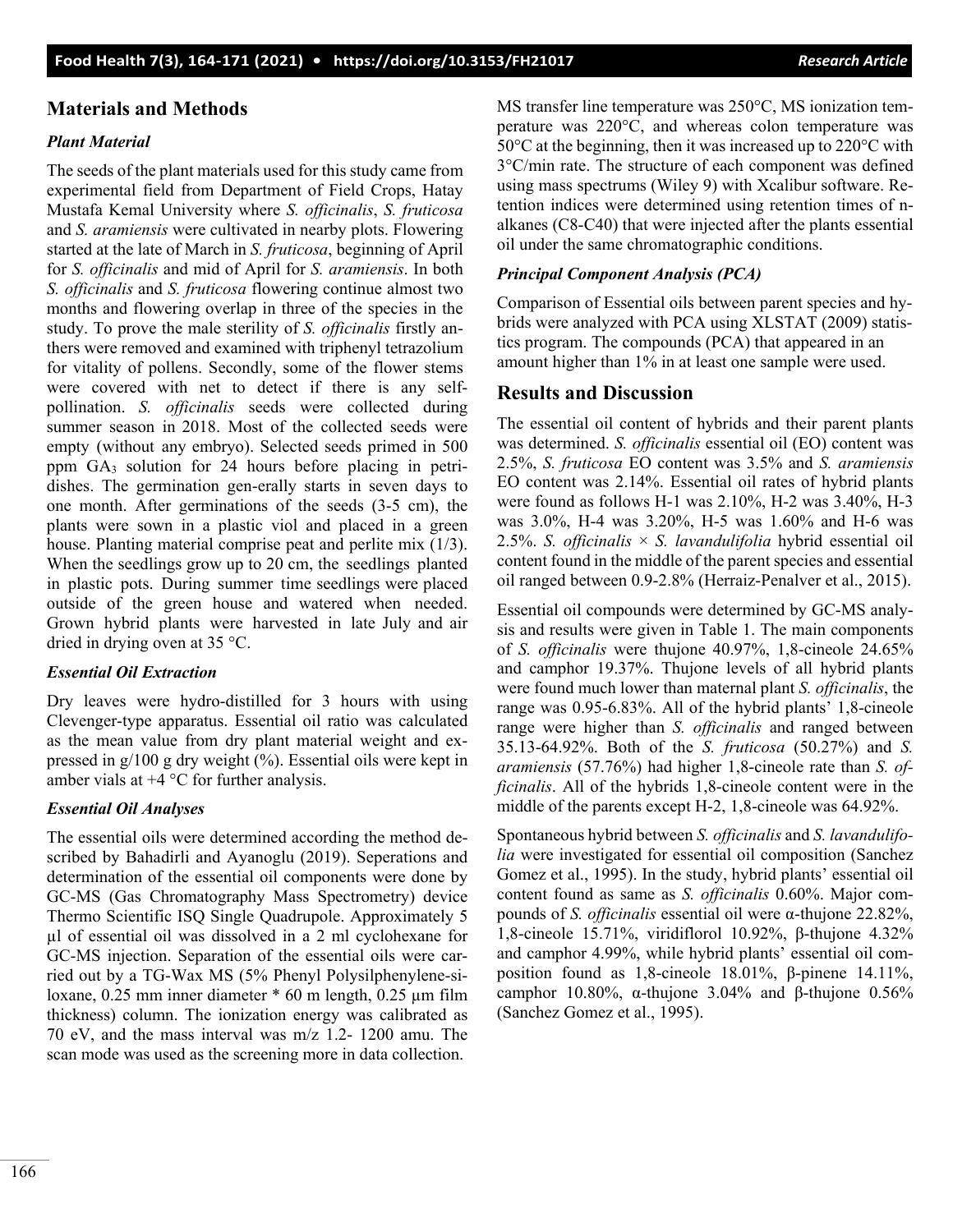## Materials and Methods

### *Plant Material*

The seeds of the plant materials used for this study came from experimental field from Department of Field Crops, Hatay Mustafa Kemal University where *S. officinalis*, *S. fruticosa* and *S. aramiensis* were cultivated in nearby plots. Flowering started at the late of March in *S. fruticosa*, beginning of April for *S. officinalis* and mid of April for *S. aramiensis*. In both *S. officinalis* and *S. fruticosa* flowering continue almost two months and flowering overlap in three of the species in the study. To prove the male sterility of *S. officinalis* firstly anthers were removed and examined with triphenyl tetrazolium for vitality of pollens. Secondly, some of the flower stems were covered with net to detect if there is any self-pollination. *S. officinalis* seeds were collected during summer season in 2018. Most of the collected seeds were empty (without any embryo). Selected seeds primed in 500 ppm $GA_3$ solution for 24 hours before placing in petri-dishes. The germination gen-erally starts in seven days to one month. After germinations of the seeds (3-5 cm), the plants were sown in a plastic viol and placed in a green house. Planting material comprise peat and perlite mix (1/3). When the seedlings grow up to 20 cm, the seedlings planted in plastic pots. During summer time seedlings were placed outside of the green house and watered when needed. Grown hybrid plants were harvested in late July and air dried in drying oven at 35 °C.

### *Essential Oil Extraction*

Dry leaves were hydro-distilled for 3 hours with using Clevenger-type apparatus. Essential oil ratio was calculated as the mean value from dry plant material weight and expressed in g/100 g dry weight (%). Essential oils were kept in amber vials at +4 °C for further analysis.

### *Essential Oil Analyses*

The essential oils were determined according the method described by Bahadirli and Ayanoglu (2019). Seperations and determination of the essential oil components were done by GC-MS (Gas Chromatography Mass Spectrometry) device Thermo Scientific ISQ Single Quadrupole. Approximately 5 µl of essential oil was dissolved in a 2 ml cyclohexane for GC-MS injection. Separation of the essential oils were carried out by a TG-Wax MS (5% Phenyl Polysilphenylene-siloxane, 0.25 mm inner diameter * 60 m length, 0.25 µm film thickness) column. The ionization energy was calibrated as 70 eV, and the mass interval was m/z 1.2- 1200 amu. The scan mode was used as the screening more in data collection. MS transfer line temperature was 250°C, MS ionization temperature was 220°C, and whereas colon temperature was 50°C at the beginning, then it was increased up to 220°C with 3°C/min rate. The structure of each component was defined using mass spectrums (Wiley 9) with Xcalibur software. Retention indices were determined using retention times of n-alkanes (C8-C40) that were injected after the plants essential oil under the same chromatographic conditions.

### *Principal Component Analysis (PCA)*

Comparison of Essential oils between parent species and hybrids were analyzed with PCA using XLSTAT (2009) statistics program. The compounds (PCA) that appeared in an amount higher than 1% in at least one sample were used.

## Results and Discussion

The essential oil content of hybrids and their parent plants was determined. *S. officinalis* essential oil (EO) content was 2.5%, *S. fruticosa* EO content was 3.5% and *S. aramiensis* EO content was 2.14%. Essential oil rates of hybrid plants were found as follows H-1 was 2.10%, H-2 was 3.40%, H-3 was 3.0%, H-4 was 3.20%, H-5 was 1.60% and H-6 was 2.5%. *S. officinalis × S. lavandulifolia* hybrid essential oil content found in the middle of the parent species and essential oil ranged between 0.9-2.8% (Herraiz-Penalver et al., 2015).

Essential oil compounds were determined by GC-MS analysis and results were given in Table 1. The main components of *S. officinalis* were thujone 40.97%, 1,8-cineole 24.65% and camphor 19.37%. Thujone levels of all hybrid plants were found much lower than maternal plant *S. officinalis*, the range was 0.95-6.83%. All of the hybrid plants' 1,8-cineole range were higher than *S. officinalis* and ranged between 35.13-64.92%. Both of the *S. fruticosa* (50.27%) and *S. aramiensis* (57.76%) had higher 1,8-cineole rate than *S. officinalis*. All of the hybrids 1,8-cineole content were in the middle of the parents except H-2, 1,8-cineole was 64.92%.

Spontaneous hybrid between *S. officinalis* and *S. lavandulifolia* were investigated for essential oil composition (Sanchez Gomez et al., 1995). In the study, hybrid plants' essential oil content found as same as *S. officinalis* 0.60%. Major compounds of *S. officinalis* essential oil were α-thujone 22.82%, 1,8-cineole 15.71%, viridiflorol 10.92%, β-thujone 4.32% and camphor 4.99%, while hybrid plants' essential oil composition found as 1,8-cineole 18.01%, β-pinene 14.11%, camphor 10.80%, α-thujone 3.04% and β-thujone 0.56% (Sanchez Gomez et al., 1995).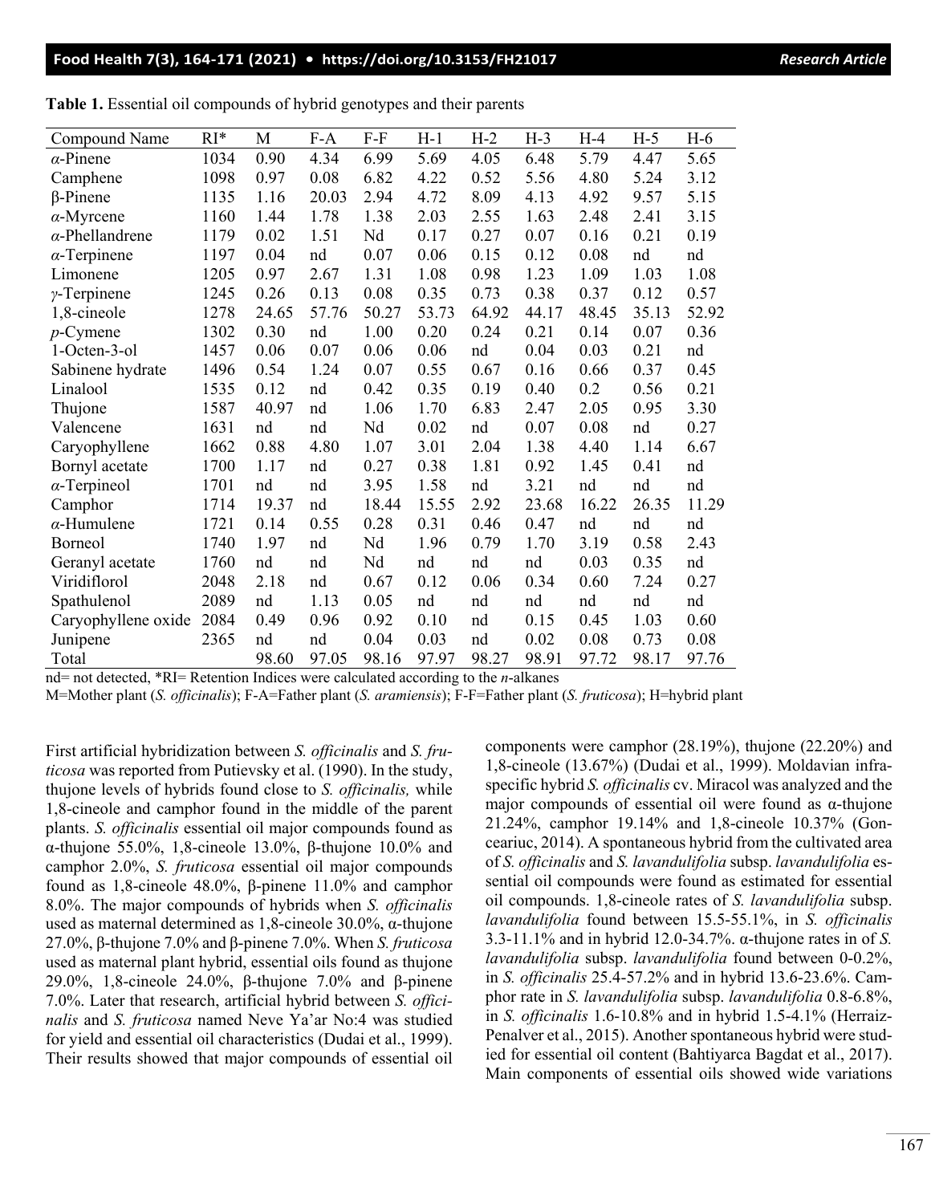**Table 1.** Essential oil compounds of hybrid genotypes and their parents

| Compound Name | RI* | M | F-A | F-F | H-1 | H-2 | H-3 | H-4 | H-5 | H-6 |
|---|---|---|---|---|---|---|---|---|---|---|
| *α*-Pinene | 1034 | 0.90 | 4.34 | 6.99 | 5.69 | 4.05 | 6.48 | 5.79 | 4.47 | 5.65 |
| Camphene | 1098 | 0.97 | 0.08 | 6.82 | 4.22 | 0.52 | 5.56 | 4.80 | 5.24 | 3.12 |
| β-Pinene | 1135 | 1.16 | 20.03 | 2.94 | 4.72 | 8.09 | 4.13 | 4.92 | 9.57 | 5.15 |
| *α*-Myrcene | 1160 | 1.44 | 1.78 | 1.38 | 2.03 | 2.55 | 1.63 | 2.48 | 2.41 | 3.15 |
| *α*-Phellandrene | 1179 | 0.02 | 1.51 | Nd | 0.17 | 0.27 | 0.07 | 0.16 | 0.21 | 0.19 |
| *α*-Terpinene | 1197 | 0.04 | nd | 0.07 | 0.06 | 0.15 | 0.12 | 0.08 | nd | nd |
| Limonene | 1205 | 0.97 | 2.67 | 1.31 | 1.08 | 0.98 | 1.23 | 1.09 | 1.03 | 1.08 |
| *γ*-Terpinene | 1245 | 0.26 | 0.13 | 0.08 | 0.35 | 0.73 | 0.38 | 0.37 | 0.12 | 0.57 |
| 1,8-cineole | 1278 | 24.65 | 57.76 | 50.27 | 53.73 | 64.92 | 44.17 | 48.45 | 35.13 | 52.92 |
| *p*-Cymene | 1302 | 0.30 | nd | 1.00 | 0.20 | 0.24 | 0.21 | 0.14 | 0.07 | 0.36 |
| 1-Octen-3-ol | 1457 | 0.06 | 0.07 | 0.06 | 0.06 | nd | 0.04 | 0.03 | 0.21 | nd |
| Sabinene hydrate | 1496 | 0.54 | 1.24 | 0.07 | 0.55 | 0.67 | 0.16 | 0.66 | 0.37 | 0.45 |
| Linalool | 1535 | 0.12 | nd | 0.42 | 0.35 | 0.19 | 0.40 | 0.2 | 0.56 | 0.21 |
| Thujone | 1587 | 40.97 | nd | 1.06 | 1.70 | 6.83 | 2.47 | 2.05 | 0.95 | 3.30 |
| Valencene | 1631 | nd | nd | Nd | 0.02 | nd | 0.07 | 0.08 | nd | 0.27 |
| Caryophyllene | 1662 | 0.88 | 4.80 | 1.07 | 3.01 | 2.04 | 1.38 | 4.40 | 1.14 | 6.67 |
| Bornyl acetate | 1700 | 1.17 | nd | 0.27 | 0.38 | 1.81 | 0.92 | 1.45 | 0.41 | nd |
| *α*-Terpineol | 1701 | nd | nd | 3.95 | 1.58 | nd | 3.21 | nd | nd | nd |
| Camphor | 1714 | 19.37 | nd | 18.44 | 15.55 | 2.92 | 23.68 | 16.22 | 26.35 | 11.29 |
| *α*-Humulene | 1721 | 0.14 | 0.55 | 0.28 | 0.31 | 0.46 | 0.47 | nd | nd | nd |
| Borneol | 1740 | 1.97 | nd | Nd | 1.96 | 0.79 | 1.70 | 3.19 | 0.58 | 2.43 |
| Geranyl acetate | 1760 | nd | nd | Nd | nd | nd | nd | 0.03 | 0.35 | nd |
| Viridiflorol | 2048 | 2.18 | nd | 0.67 | 0.12 | 0.06 | 0.34 | 0.60 | 7.24 | 0.27 |
| Spathulenol | 2089 | nd | 1.13 | 0.05 | nd | nd | nd | nd | nd | nd |
| Caryophyllene oxide | 2084 | 0.49 | 0.96 | 0.92 | 0.10 | nd | 0.15 | 0.45 | 1.03 | 0.60 |
| Junipene | 2365 | nd | nd | 0.04 | 0.03 | nd | 0.02 | 0.08 | 0.73 | 0.08 |
| Total | | 98.60 | 97.05 | 98.16 | 97.97 | 98.27 | 98.91 | 97.72 | 98.17 | 97.76 |

nd= not detected, *RI= Retention Indices were calculated according to the *n*-alkanes

M=Mother plant (*S. officinalis*); F-A=Father plant (*S. aramiensis*); F-F=Father plant (*S. fruticosa*); H=hybrid plant

First artificial hybridization between *S. officinalis* and *S. fruticosa* was reported from Putievsky et al. (1990). In the study, thujone levels of hybrids found close to *S. officinalis,* while 1,8-cineole and camphor found in the middle of the parent plants. *S. officinalis* essential oil major compounds found as α-thujone 55.0%, 1,8-cineole 13.0%, β-thujone 10.0% and camphor 2.0%, *S. fruticosa* essential oil major compounds found as 1,8-cineole 48.0%, β-pinene 11.0% and camphor 8.0%. The major compounds of hybrids when *S. officinalis* used as maternal determined as 1,8-cineole 30.0%, α-thujone 27.0%, β-thujone 7.0% and β-pinene 7.0%. When *S. fruticosa* used as maternal plant hybrid, essential oils found as thujone 29.0%, 1,8-cineole 24.0%, β-thujone 7.0% and β-pinene 7.0%. Later that research, artificial hybrid between *S. officinalis* and *S. fruticosa* named Neve Ya'ar No:4 was studied for yield and essential oil characteristics (Dudai et al., 1999). Their results showed that major compounds of essential oil components were camphor (28.19%), thujone (22.20%) and 1,8-cineole (13.67%) (Dudai et al., 1999). Moldavian infraspecific hybrid *S. officinalis* cv. Miracol was analyzed and the major compounds of essential oil were found as α-thujone 21.24%, camphor 19.14% and 1,8-cineole 10.37% (Gonceariuc, 2014). A spontaneous hybrid from the cultivated area of *S. officinalis* and *S. lavandulifolia* subsp. *lavandulifolia* essential oil compounds were found as estimated for essential oil compounds. 1,8-cineole rates of *S. lavandulifolia* subsp. *lavandulifolia* found between 15.5-55.1%, in *S. officinalis* 3.3-11.1% and in hybrid 12.0-34.7%. α-thujone rates in of *S. lavandulifolia* subsp. *lavandulifolia* found between 0-0.2%, in *S. officinalis* 25.4-57.2% and in hybrid 13.6-23.6%. Camphor rate in *S. lavandulifolia* subsp. *lavandulifolia* 0.8-6.8%, in *S. officinalis* 1.6-10.8% and in hybrid 1.5-4.1% (Herraiz-Penalver et al., 2015). Another spontaneous hybrid were studied for essential oil content (Bahtiyarca Bagdat et al., 2017). Main components of essential oils showed wide variations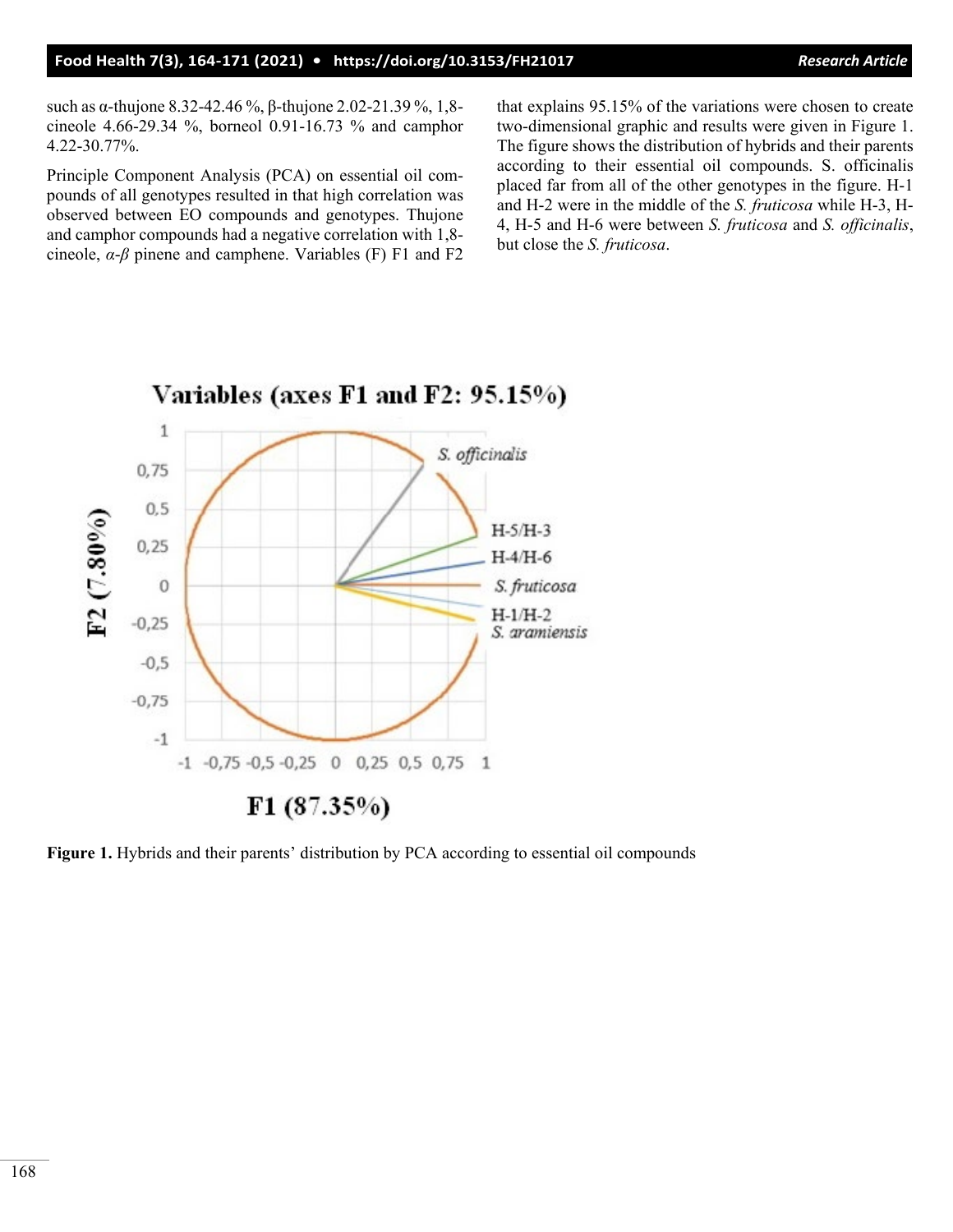such as α-thujone 8.32-42.46 %, β-thujone 2.02-21.39 %, 1,8-cineole 4.66-29.34 %, borneol 0.91-16.73 % and camphor 4.22-30.77%.

Principle Component Analysis (PCA) on essential oil compounds of all genotypes resulted in that high correlation was observed between EO compounds and genotypes. Thujone and camphor compounds had a negative correlation with 1,8-cineole, *α-β* pinene and camphene. Variables (F) F1 and F2 that explains 95.15% of the variations were chosen to create two-dimensional graphic and results were given in Figure 1. The figure shows the distribution of hybrids and their parents according to their essential oil compounds. S. officinalis placed far from all of the other genotypes in the figure. H-1 and H-2 were in the middle of the *S. fruticosa* while H-3, H-4, H-5 and H-6 were between *S. fruticosa* and *S. officinalis*, but close the *S. fruticosa*.

**Figure 1.** Hybrids and their parents' distribution by PCA according to essential oil compounds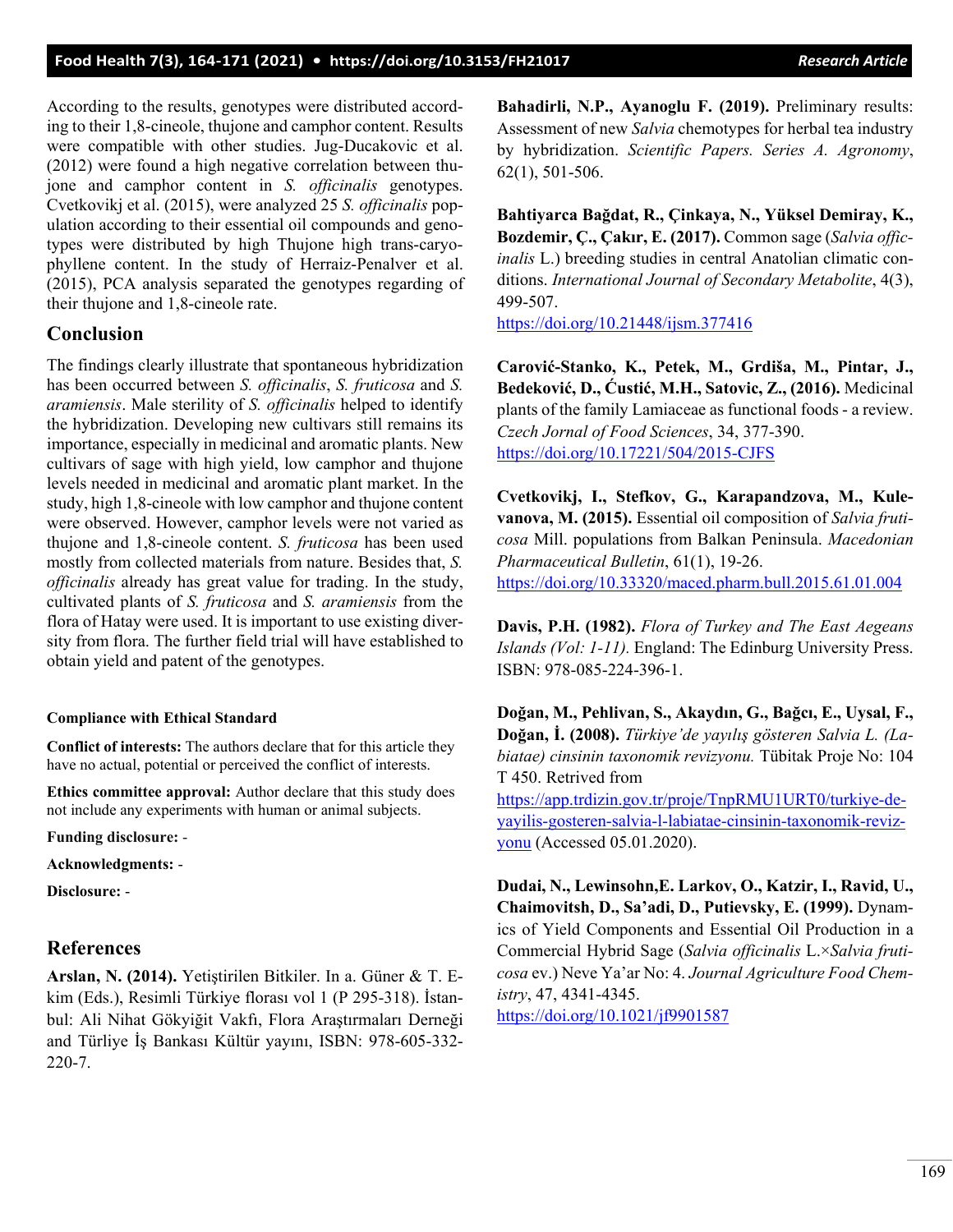According to the results, genotypes were distributed according to their 1,8-cineole, thujone and camphor content. Results were compatible with other studies. Jug-Ducakovic et al. (2012) were found a high negative correlation between thujone and camphor content in *S. officinalis* genotypes. Cvetkovikj et al. (2015), were analyzed 25 *S. officinalis* population according to their essential oil compounds and genotypes were distributed by high Thujone high trans-caryophyllene content. In the study of Herraiz-Penalver et al. (2015), PCA analysis separated the genotypes regarding of their thujone and 1,8-cineole rate.

## Conclusion

The findings clearly illustrate that spontaneous hybridization has been occurred between *S. officinalis*, *S. fruticosa* and *S. aramiensis*. Male sterility of *S. officinalis* helped to identify the hybridization. Developing new cultivars still remains its importance, especially in medicinal and aromatic plants. New cultivars of sage with high yield, low camphor and thujone levels needed in medicinal and aromatic plant market. In the study, high 1,8-cineole with low camphor and thujone content were observed. However, camphor levels were not varied as thujone and 1,8-cineole content. *S. fruticosa* has been used mostly from collected materials from nature. Besides that, *S. officinalis* already has great value for trading. In the study, cultivated plants of *S. fruticosa* and *S. aramiensis* from the flora of Hatay were used. It is important to use existing diversity from flora. The further field trial will have established to obtain yield and patent of the genotypes.

**Compliance with Ethical Standard**

**Conflict of interests:** The authors declare that for this article they have no actual, potential or perceived the conflict of interests.

**Ethics committee approval:** Author declare that this study does not include any experiments with human or animal subjects.

**Funding disclosure:** -

**Acknowledgments:** -

**Disclosure:** -

## References

**Arslan, N. (2014).** Yetiştirilen Bitkiler. In a. Güner & T. Ekim (Eds.), Resimli Türkiye florası vol 1 (P 295-318). İstanbul: Ali Nihat Gökyiğit Vakfı, Flora Araştırmaları Derneği and Türliye İş Bankası Kültür yayını, ISBN: 978-605-332-220-7.

**Bahadirli, N.P., Ayanoglu F. (2019).** Preliminary results: Assessment of new *Salvia* chemotypes for herbal tea industry by hybridization. *Scientific Papers. Series A. Agronomy*, 62(1), 501-506.

**Bahtiyarca Bağdat, R., Çinkaya, N., Yüksel Demiray, K., Bozdemir, Ç., Çakır, E. (2017).** Common sage (*Salvia officinalis* L.) breeding studies in central Anatolian climatic conditions. *International Journal of Secondary Metabolite*, 4(3), 499-507.
https://doi.org/10.21448/ijsm.377416

**Carović-Stanko, K., Petek, M., Grdiša, M., Pintar, J., Bedeković, D., Ćustić, M.H., Satovic, Z., (2016).** Medicinal plants of the family Lamiaceae as functional foods - a review. *Czech Jornal of Food Sciences*, 34, 377-390.
https://doi.org/10.17221/504/2015-CJFS

**Cvetkovikj, I., Stefkov, G., Karapandzova, M., Kulevanova, M. (2015).** Essential oil composition of *Salvia fruticosa* Mill. populations from Balkan Peninsula. *Macedonian Pharmaceutical Bulletin*, 61(1), 19-26.
https://doi.org/10.33320/maced.pharm.bull.2015.61.01.004

**Davis, P.H. (1982).** *Flora of Turkey and The East Aegeans Islands (Vol: 1-11).* England: The Edinburg University Press. ISBN: 978-085-224-396-1.

**Doğan, M., Pehlivan, S., Akaydın, G., Bağcı, E., Uysal, F., Doğan, İ. (2008).** *Türkiye'de yayılış gösteren Salvia L. (Labiatae) cinsinin taxonomik revizyonu.* Tübitak Proje No: 104 T 450. Retrived from
https://app.trdizin.gov.tr/proje/TnpRMU1URT0/turkiye-de-yayilis-gosteren-salvia-l-labiatae-cinsinin-taxonomik-revizyonu (Accessed 05.01.2020).

**Dudai, N., Lewinsohn,E. Larkov, O., Katzir, I., Ravid, U., Chaimovitsh, D., Sa'adi, D., Putievsky, E. (1999).** Dynamics of Yield Components and Essential Oil Production in a Commercial Hybrid Sage (*Salvia officinalis* L.×*Salvia fruticosa* ev.) Neve Ya'ar No: 4. *Journal Agriculture Food Chemistry*, 47, 4341-4345.
https://doi.org/10.1021/jf9901587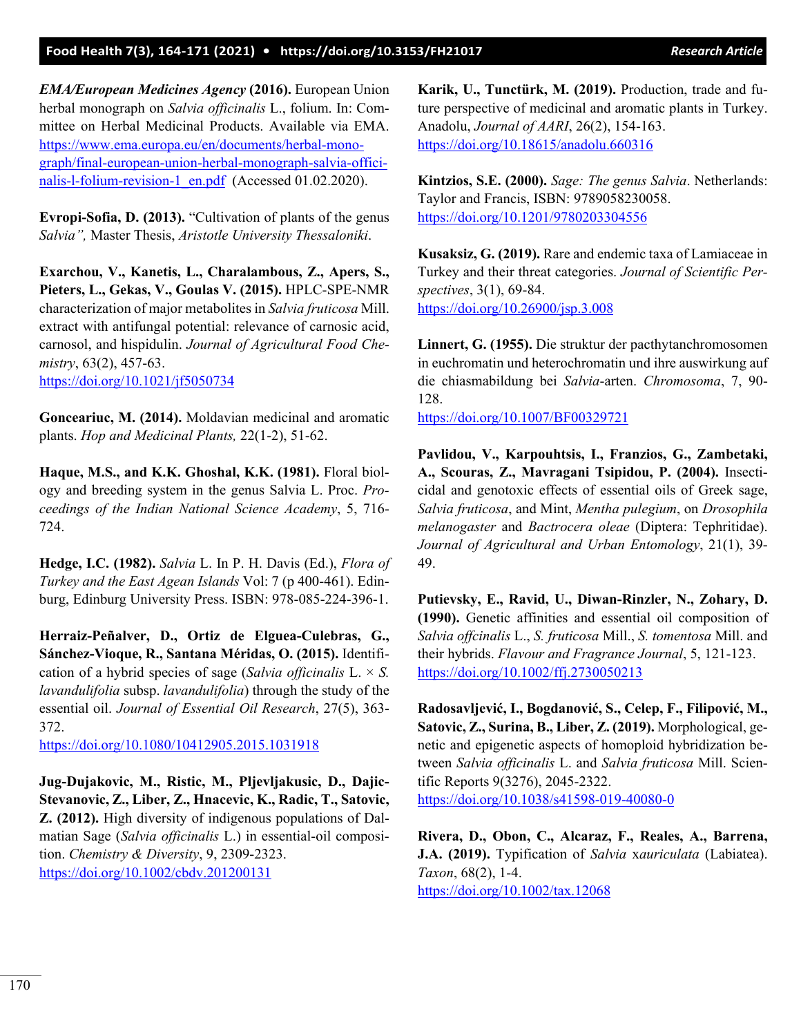***EMA/European Medicines Agency* (2016).** European Union herbal monograph on *Salvia officinalis* L., folium. In: Committee on Herbal Medicinal Products. Available via EMA. https://www.ema.europa.eu/en/documents/herbal-monograph/final-european-union-herbal-monograph-salvia-officinalis-l-folium-revision-1_en.pdf (Accessed 01.02.2020).

**Evropi-Sofia, D. (2013).** "Cultivation of plants of the genus *Salvia",* Master Thesis, *Aristotle University Thessaloniki*.

**Exarchou, V., Kanetis, L., Charalambous, Z., Apers, S., Pieters, L., Gekas, V., Goulas V. (2015).** HPLC-SPE-NMR characterization of major metabolites in *Salvia fruticosa* Mill. extract with antifungal potential: relevance of carnosic acid, carnosol, and hispidulin. *Journal of Agricultural Food Chemistry*, 63(2), 457-63. https://doi.org/10.1021/jf5050734

**Gonceariuc, M. (2014).** Moldavian medicinal and aromatic plants. *Hop and Medicinal Plants,* 22(1-2), 51-62.

**Haque, M.S., and K.K. Ghoshal, K.K. (1981).** Floral biology and breeding system in the genus Salvia L. Proc. *Proceedings of the Indian National Science Academy*, 5, 716-724.

**Hedge, I.C. (1982).** *Salvia* L. In P. H. Davis (Ed.), *Flora of Turkey and the East Agean Islands* Vol: 7 (p 400-461). Edinburg, Edinburg University Press. ISBN: 978-085-224-396-1.

**Herraiz-Peñalver, D., Ortiz de Elguea-Culebras, G., Sánchez-Vioque, R., Santana Méridas, O. (2015).** Identification of a hybrid species of sage (*Salvia officinalis* L. × *S. lavandulifolia* subsp. *lavandulifolia*) through the study of the essential oil. *Journal of Essential Oil Research*, 27(5), 363-372. https://doi.org/10.1080/10412905.2015.1031918

**Jug-Dujakovic, M., Ristic, M., Pljevljakusic, D., Dajic-Stevanovic, Z., Liber, Z., Hnacevic, K., Radic, T., Satovic, Z. (2012).** High diversity of indigenous populations of Dalmatian Sage (*Salvia officinalis* L.) in essential-oil composition. *Chemistry & Diversity*, 9, 2309-2323. https://doi.org/10.1002/cbdv.201200131

**Karik, U., Tunctürk, M. (2019).** Production, trade and future perspective of medicinal and aromatic plants in Turkey. Anadolu, *Journal of AARI*, 26(2), 154-163. https://doi.org/10.18615/anadolu.660316

**Kintzios, S.E. (2000).** *Sage: The genus Salvia*. Netherlands: Taylor and Francis, ISBN: 9789058230058. https://doi.org/10.1201/9780203304556

**Kusaksiz, G. (2019).** Rare and endemic taxa of Lamiaceae in Turkey and their threat categories. *Journal of Scientific Perspectives*, 3(1), 69-84. https://doi.org/10.26900/jsp.3.008

**Linnert, G. (1955).** Die struktur der pacthytanchromosomen in euchromatin und heterochromatin und ihre auswirkung auf die chiasmabildung bei *Salvia*-arten. *Chromosoma*, 7, 90-128. https://doi.org/10.1007/BF00329721

**Pavlidou, V., Karpouhtsis, I., Franzios, G., Zambetaki, A., Scouras, Z., Mavragani Tsipidou, P. (2004).** Insecticidal and genotoxic effects of essential oils of Greek sage, *Salvia fruticosa*, and Mint, *Mentha pulegium*, on *Drosophila melanogaster* and *Bactrocera oleae* (Diptera: Tephritidae). *Journal of Agricultural and Urban Entomology*, 21(1), 39-49.

**Putievsky, E., Ravid, U., Diwan-Rinzler, N., Zohary, D. (1990).** Genetic affinities and essential oil composition of *Salvia offcinalis* L., *S. fruticosa* Mill., *S. tomentosa* Mill. and their hybrids. *Flavour and Fragrance Journal*, 5, 121-123. https://doi.org/10.1002/ffj.2730050213

**Radosavljević, I., Bogdanović, S., Celep, F., Filipović, M., Satovic, Z., Surina, B., Liber, Z. (2019).** Morphological, genetic and epigenetic aspects of homoploid hybridization between *Salvia officinalis* L. and *Salvia fruticosa* Mill. Scientific Reports 9(3276), 2045-2322. https://doi.org/10.1038/s41598-019-40080-0

**Rivera, D., Obon, C., Alcaraz, F., Reales, A., Barrena, J.A. (2019).** Typification of *Salvia* x*auriculata* (Labiatea). *Taxon*, 68(2), 1-4. https://doi.org/10.1002/tax.12068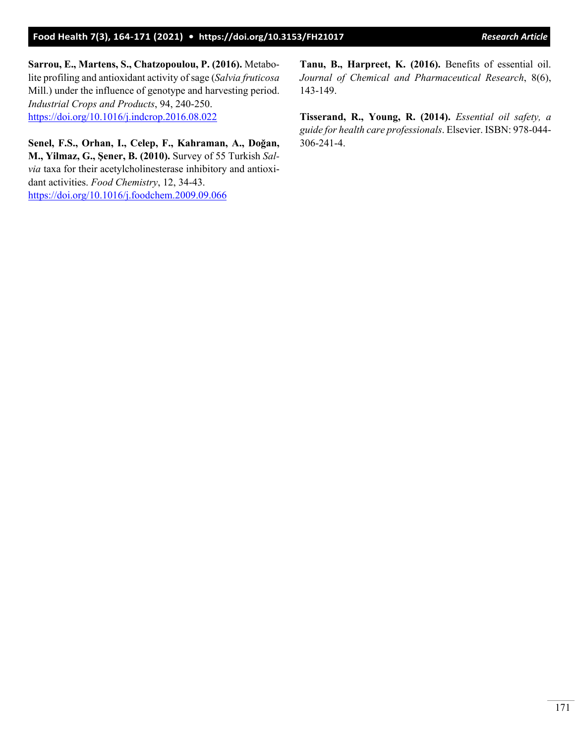**Sarrou, E., Martens, S., Chatzopoulou, P. (2016).** Metabolite profiling and antioxidant activity of sage (*Salvia fruticosa* Mill.) under the influence of genotype and harvesting period. *Industrial Crops and Products*, 94, 240-250. https://doi.org/10.1016/j.indcrop.2016.08.022

**Senel, F.S., Orhan, I., Celep, F., Kahraman, A., Doğan, M., Yilmaz, G., Şener, B. (2010).** Survey of 55 Turkish *Salvia* taxa for their acetylcholinesterase inhibitory and antioxidant activities. *Food Chemistry*, 12, 34-43. https://doi.org/10.1016/j.foodchem.2009.09.066

**Tanu, B., Harpreet, K. (2016).** Benefits of essential oil. *Journal of Chemical and Pharmaceutical Research*, 8(6), 143-149.

**Tisserand, R., Young, R. (2014).** *Essential oil safety, a guide for health care professionals*. Elsevier. ISBN: 978-044-306-241-4.